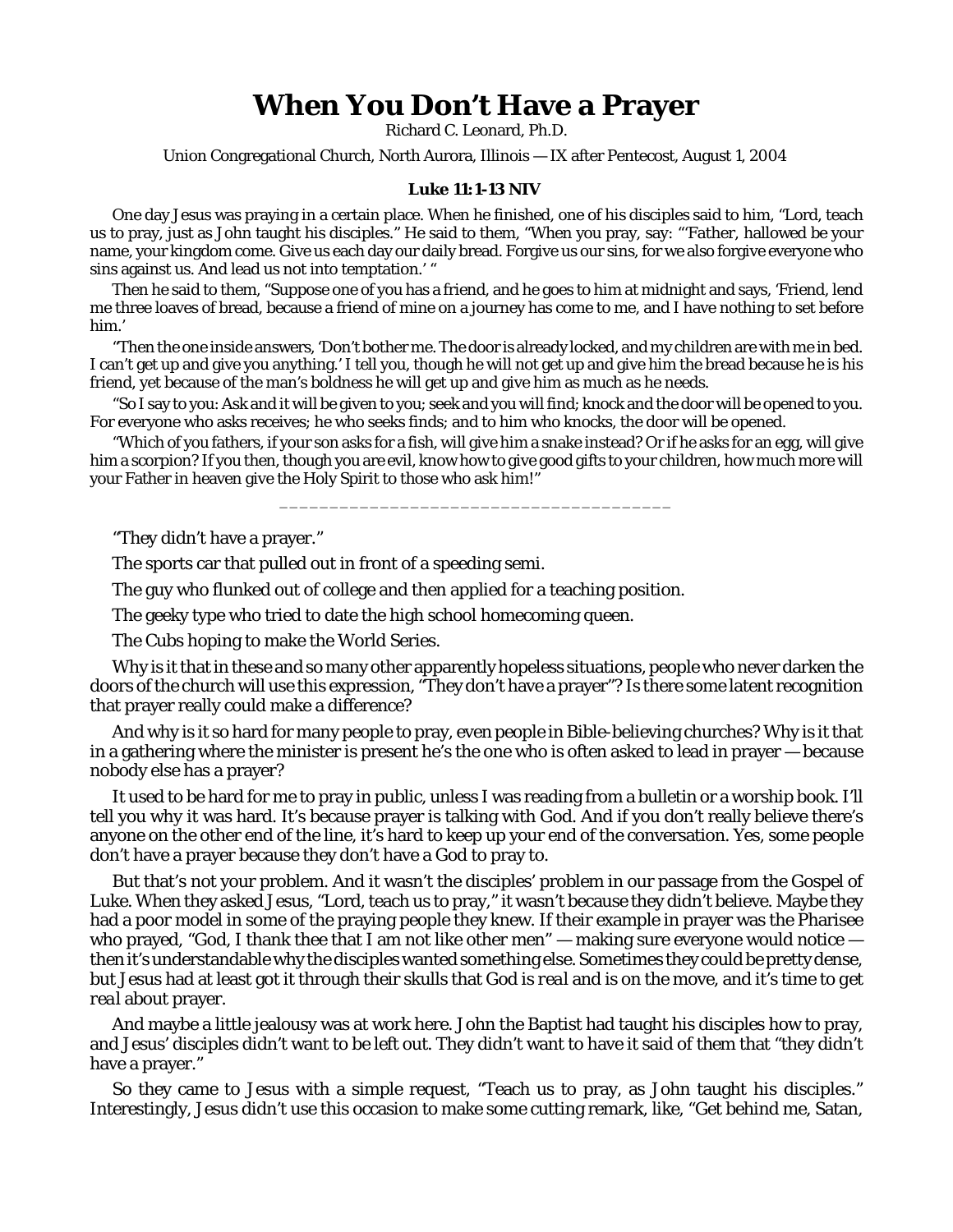# When You Don't Have a Prayer

Richard C. Leonard, Ph.D.

Union Congregational Church, North Aurora, Illinois — IX after Pentecost, August 1, 2004

**Luke 11:1-13 NIV**

One day Jesus was praying in a certain place. When he finished, one of his disciples said to him, "Lord, teach us to pray, just as John taught his disciples." He said to them, "When you pray, say: "'Father, hallowed be your name, your kingdom come. Give us each day our daily bread. Forgive us our sins, for we also forgive everyone who sins against us. And lead us not into temptation.' "

Then he said to them, "Suppose one of you has a friend, and he goes to him at midnight and says, 'Friend, lend me three loaves of bread, because a friend of mine on a journey has come to me, and I have nothing to set before him.'

"Then the one inside answers, 'Don't bother me. The door is already locked, and my children are with me in bed. I can't get up and give you anything.' I tell you, though he will not get up and give him the bread because he is his friend, yet because of the man's boldness he will get up and give him as much as he needs.

"So I say to you: Ask and it will be given to you; seek and you will find; knock and the door will be opened to you. For everyone who asks receives; he who seeks finds; and to him who knocks, the door will be opened.

"Which of you fathers, if your son asks for a fish, will give him a snake instead? Or if he asks for an egg, will give him a scorpion? If you then, though you are evil, know how to give good gifts to your children, how much more will your Father in heaven give the Holy Spirit to those who ask him!"

______________________________________

"They didn't have a prayer."

The sports car that pulled out in front of a speeding semi.

The guy who flunked out of college and then applied for a teaching position.

The geeky type who tried to date the high school homecoming queen.

The Cubs hoping to make the World Series.

Why is it that in these and so many other apparently hopeless situations, people who never darken the doors of the church will use this expression, "They don't have a prayer"? Is there some latent recognition that prayer really could make a difference?

And why is it so hard for many people to pray, even people in Bible-believing churches? Why is it that in a gathering where the minister is present he's the one who is often asked to lead in prayer — because nobody else has a prayer?

It used to be hard for me to pray in public, unless I was reading from a bulletin or a worship book. I'll tell you why it was hard. It's because prayer is talking with God. And if you don't really believe there's anyone on the other end of the line, it's hard to keep up your end of the conversation. Yes, some people don't have a prayer because they don't have a God to pray to.

But that's not your problem. And it wasn't the disciples' problem in our passage from the Gospel of Luke. When they asked Jesus, "Lord, teach us to pray," it wasn't because they didn't believe. Maybe they had a poor model in some of the praying people they knew. If their example in prayer was the Pharisee who prayed, "God, I thank thee that I am not like other men" — making sure everyone would notice — then it's understandable why the disciples wanted something else. Sometimes they could be pretty dense, but Jesus had at least got it through their skulls that God is *real* and is on the move, and it's time to get *real* about prayer.

And maybe a little jealousy was at work here. John the Baptist had taught his disciples how to pray, and Jesus' disciples didn't want to be left out. They didn't want to have it said of them that "they didn't have a prayer."

So they came to Jesus with a simple request, "Teach us to pray, as John taught his disciples." Interestingly, Jesus didn't use this occasion to make some cutting remark, like, "Get behind me, Satan,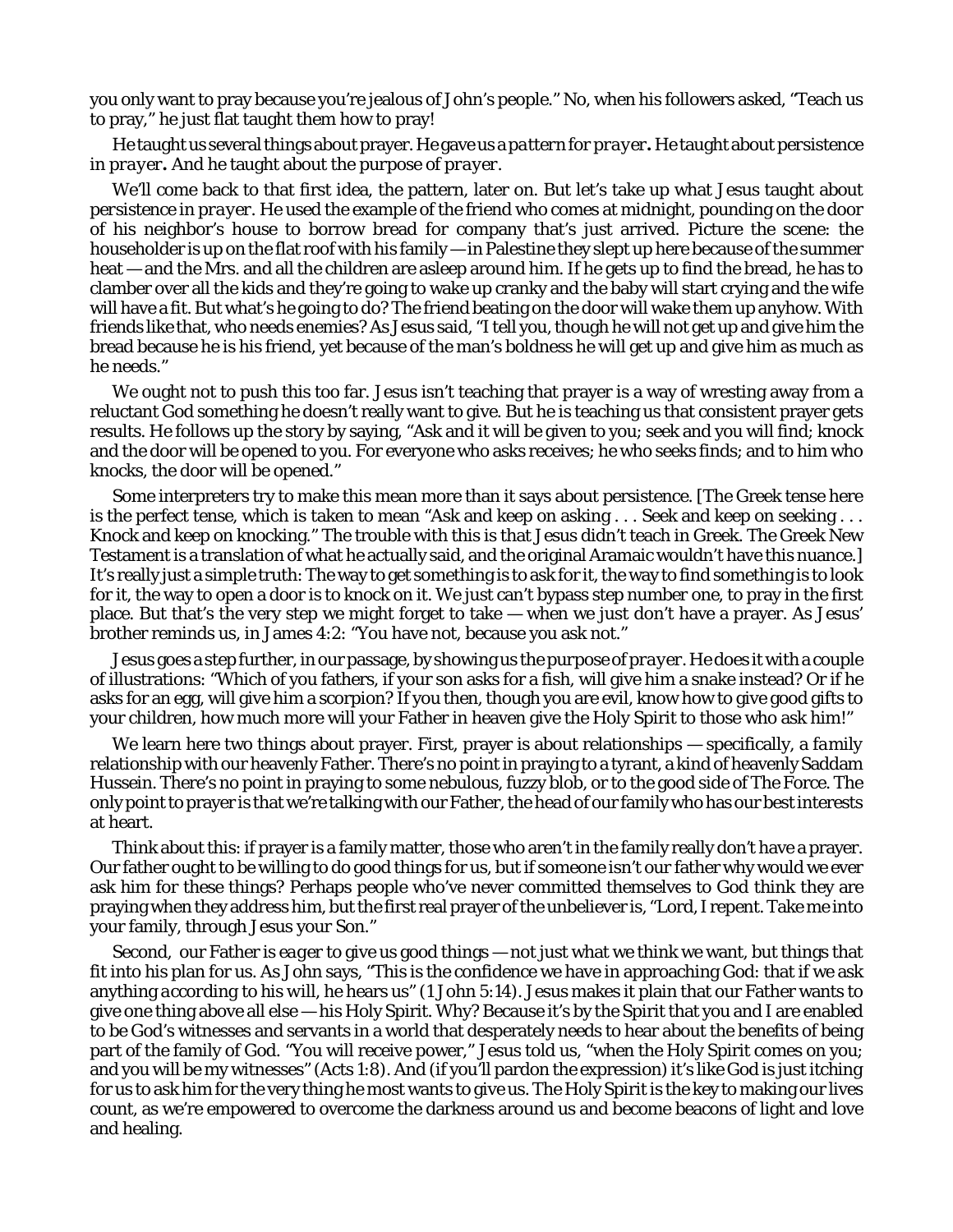you only want to pray because you're jealous of John's people." No, when his followers asked, "Teach us to pray," he just flat taught them how to pray!

He taught us several things about prayer. He gave us a *pattern for prayer***.** He taught about *persistence in prayer***.** And he taught about the *purpose of prayer*.

We'll come back to that first idea, the pattern, later on. But let's take up what Jesus taught about *persistence in prayer*. He used the example of the friend who comes at midnight, pounding on the door of his neighbor's house to borrow bread for company that's just arrived. Picture the scene: the householder is up on the flat roof with his family — in Palestine they slept up here because of the summer heat — and the Mrs. and all the children are asleep around him. If he gets up to find the bread, he has to clamber over all the kids and they're going to wake up cranky and the baby will start crying and the wife will have a fit. But what's he going to do? The friend beating on the door will wake them up anyhow. With friends like that, who needs enemies? As Jesus said, "I tell you, though he will not get up and give him the bread because he is his friend, yet because of the man's boldness he will get up and give him as much as he needs."

We ought not to push this too far. Jesus isn't teaching that prayer is a way of wresting away from a reluctant God something he doesn't really want to give. But he is teaching us that consistent prayer gets results. He follows up the story by saying, "Ask and it will be given to you; seek and you will find; knock and the door will be opened to you. For everyone who asks receives; he who seeks finds; and to him who knocks, the door will be opened."

Some interpreters try to make this mean more than it says about persistence. [The Greek tense here is the perfect tense, which is taken to mean "Ask and keep on asking . . . Seek and keep on seeking . . . Knock and keep on knocking." The trouble with this is that Jesus didn't teach in Greek. The Greek New Testament is a translation of what he actually said, and the original Aramaic wouldn't have this nuance.] It's really just a simple truth: The way to get something is to ask for it, the way to find something is to look for it, the way to open a door is to knock on it. We just can't bypass step number one, to pray in the first place. But that's the very step we might forget to take — when we just don't have a prayer. As Jesus' brother reminds us, in James 4:2: "You have not, because you ask not."

Jesus goes a step further, in our passage, by showing us the *purpose of prayer*. He does it with a couple of illustrations: "Which of you fathers, if your son asks for a fish, will give him a snake instead? Or if he asks for an egg, will give him a scorpion? If you then, though you are evil, know how to give good gifts to your children, how much more will your Father in heaven give the Holy Spirit to those who ask him!"

We learn here two things about prayer. First, prayer is about relationships — specifically, a *family* relationship with our heavenly Father. There's no point in praying to a tyrant, a kind of heavenly Saddam Hussein. There's no point in praying to some nebulous, fuzzy blob, or to the good side of The Force. The only point to prayer is that we're talking with our Father, the head of our family who has our best interests at heart.

Think about this: if prayer is a family matter, those who aren't in the family really don't have a prayer. Our father ought to be willing to do good things for us, but if someone isn't our father why would we ever ask him for these things? Perhaps people who've never committed themselves to God think they are praying when they address him, but the first real prayer of the unbeliever is, "Lord, I repent. Take me into your family, through Jesus your Son."

Second, our Father is *eager* to give us good things — not just what we think we want, but things that fit into his plan for us. As John says, "This is the confidence we have in approaching God: that if we ask anything *according to his will*, he hears us" (1 John 5:14). Jesus makes it plain that our Father wants to give one thing above all else — his Holy Spirit. Why? Because it's by the Spirit that you and I are enabled to be God's witnesses and servants in a world that desperately needs to hear about the benefits of being part of the family of God. "You will receive power," Jesus told us, "when the Holy Spirit comes on you; and you will be my witnesses" (Acts 1:8). And (if you'll pardon the expression) it's like God is just itching for us to ask him for the very thing he most wants to give us. The Holy Spirit is the key to making our lives count, as we're empowered to overcome the darkness around us and become beacons of light and love and healing.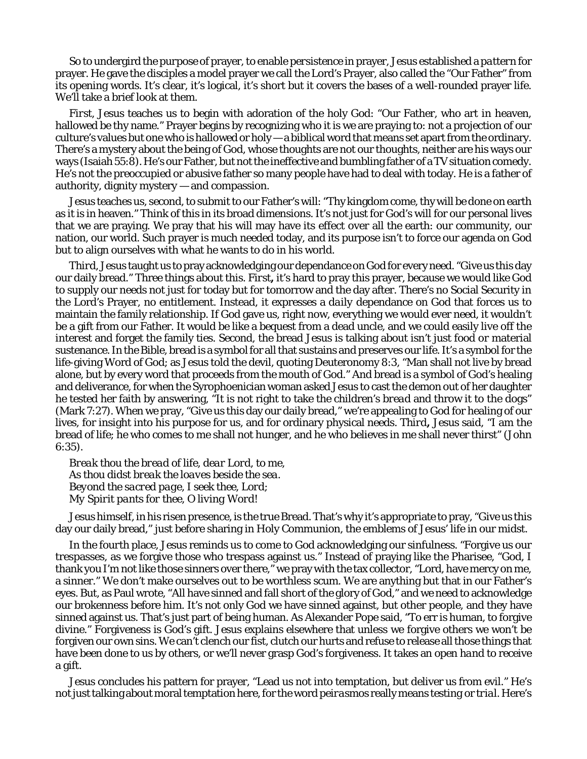So to undergird the purpose of prayer, to enable persistence in prayer, Jesus established a *pattern* for prayer. He gave the disciples a model prayer we call the Lord's Prayer, also called the "Our Father" from its opening words. It's clear, it's logical, it's short but it covers the bases of a well-rounded prayer life. We'll take a brief look at them.

*First*, Jesus teaches us to begin with adoration of the holy God: "Our Father, who art in heaven, hallowed be thy name." Prayer begins by recognizing who it is we are praying to: not a projection of our culture's values but one who is hallowed or holy — a biblical word that means set apart from the ordinary. There's a mystery about the being of God, whose thoughts are not our thoughts, neither are his ways our ways (Isaiah 55:8). He's our Father, but not the ineffective and bumbling father of a TV situation comedy. He's not the preoccupied or abusive father so many people have had to deal with today. He is a father of authority, dignity mystery — and compassion.

Jesus teaches us, *second*, to submit to our Father's will: "Thy kingdom come, thy will be done on earth as it is in heaven." Think of this in its broad dimensions. It's not just for God's will for our personal lives that we are praying. We pray that his will may have its effect over all the earth: our community, our nation, our world. Such prayer is much needed today, and its purpose isn't to force our agenda on God but to align ourselves with what he wants to do in his world.

*Third*, Jesus taught us to pray acknowledging our dependance on God for every need. "Give us this day our daily bread." Three things about this. First**,** it's hard to pray this prayer, because we would like God to supply our needs not just for today but for tomorrow and the day after. There's no Social Security in the Lord's Prayer, no entitlement. Instead, it expresses a *daily* dependance on God that forces us to maintain the family relationship. If God gave us, right now, everything we would ever need, it wouldn't be a gift from our Father. It would be like a bequest from a dead uncle, and we could easily live off the interest and forget the family ties. Second, the bread Jesus is talking about isn't just food or material sustenance. In the Bible, bread is a symbol for all that sustains and preserves our life. It's a symbol for the life-giving Word of God; as Jesus told the devil, quoting Deuteronomy 8:3, "Man shall not live by bread alone, but by every word that proceeds from the mouth of God." And bread is a symbol of God's healing and deliverance, for when the Syrophoenician woman asked Jesus to cast the demon out of her daughter he tested her faith by answering, "It is not right to take the children's *bread* and throw it to the dogs" (Mark 7:27). When we pray, "Give us this day our daily bread," we're appealing to God for healing of our lives, for insight into his purpose for us, and for ordinary physical needs. *Third***,** Jesus said, "I am the bread of life; he who comes to me shall not hunger, and he who believes in me shall never thirst" (John 6:35).

*Break thou the bread of life, dear Lord, to me,*
*As thou didst break the loaves beside the sea.*
*Beyond the sacred page, I seek thee, Lord;*
*My Spirit pants for thee, O living Word!*

Jesus himself, in his risen presence, is the true Bread. That's why it's appropriate to pray, "Give us this day our daily bread," just before sharing in Holy Communion, the emblems of Jesus' life in our midst.

In the *fourth* place, Jesus reminds us to come to God acknowledging our sinfulness. "Forgive us our trespasses, as we forgive those who trespass against us." Instead of praying like the Pharisee, "God, I thank you I'm not like those sinners over there," we pray with the tax collector, "Lord, have mercy on me, a sinner." We don't make ourselves out to be worthless scum. We are anything but that in our Father's eyes. But, as Paul wrote, "All have sinned and fall short of the glory of God," and we need to acknowledge our brokenness before him. It's not only God we have sinned against, but other people, and they have sinned against us. That's just part of being human. As Alexander Pope said, "To err is human, to forgive divine." Forgiveness is God's gift. Jesus explains elsewhere that unless we forgive others we won't be forgiven our own sins. We can't clench our fist, clutch our hurts and refuse to release all those things that have been done to us by others, or we'll never grasp God's forgiveness. It takes an open hand to receive a gift.

Jesus concludes his pattern for prayer, "Lead us not into temptation, but deliver us from evil." He's not just talking about moral temptation here, for the word *peirasmos* really means testing or *trial*. Here's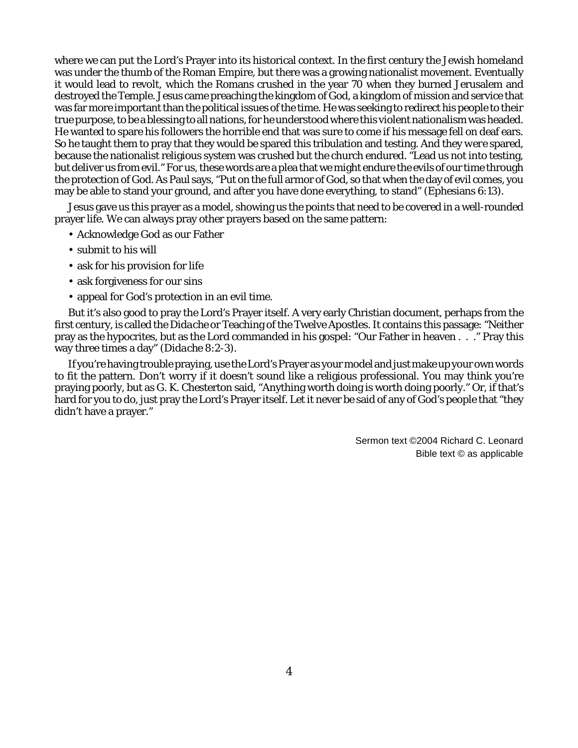where we can put the Lord's Prayer into its historical context. In the first century the Jewish homeland was under the thumb of the Roman Empire, but there was a growing nationalist movement. Eventually it would lead to revolt, which the Romans crushed in the year 70 when they burned Jerusalem and destroyed the Temple. Jesus came preaching the kingdom of God, a kingdom of mission and service that was far more important than the political issues of the time. He was seeking to redirect his people to their true purpose, to be a blessing to all nations, for he understood where this violent nationalism was headed. He wanted to spare his followers the horrible end that was sure to come if his message fell on deaf ears. So he taught them to pray that they would be spared this tribulation and testing. And they *were* spared, because the nationalist religious system was crushed but the church endured. "Lead us not into testing, but deliver us from evil." For us, these words are a plea that we might endure the evils of our time through the protection of God. As Paul says, "Put on the full armor of God, so that when the day of evil comes, you may be able to stand your ground, and after you have done everything, to stand" (Ephesians 6:13).

Jesus gave us this prayer as a model, showing us the points that need to be covered in a well-rounded prayer life. We can always pray other prayers based on the same pattern:

- Acknowledge God as our Father
- submit to his will
- ask for his provision for life
- ask forgiveness for our sins
- appeal for God's protection in an evil time.

But it's also good to pray the Lord's Prayer itself. A very early Christian document, perhaps from the first century, is called the *Didache* or Teaching of the Twelve Apostles. It contains this passage: "Neither pray as the hypocrites, but as the Lord commanded in his gospel: "Our Father in heaven . . ." Pray this way three times a day" (*Didache* 8:2-3).

If you're having trouble praying, use the Lord's Prayer as your model and just make up your own words to fit the pattern. Don't worry if it doesn't sound like a religious professional. You may think you're praying poorly, but as G. K. Chesterton said, "Anything worth doing is worth doing poorly." Or, if that's hard for you to do, just pray the Lord's Prayer itself. Let it never be said of any of God's people that "they didn't have a prayer."

Sermon text ©2004 Richard C. Leonard
Bible text © as applicable